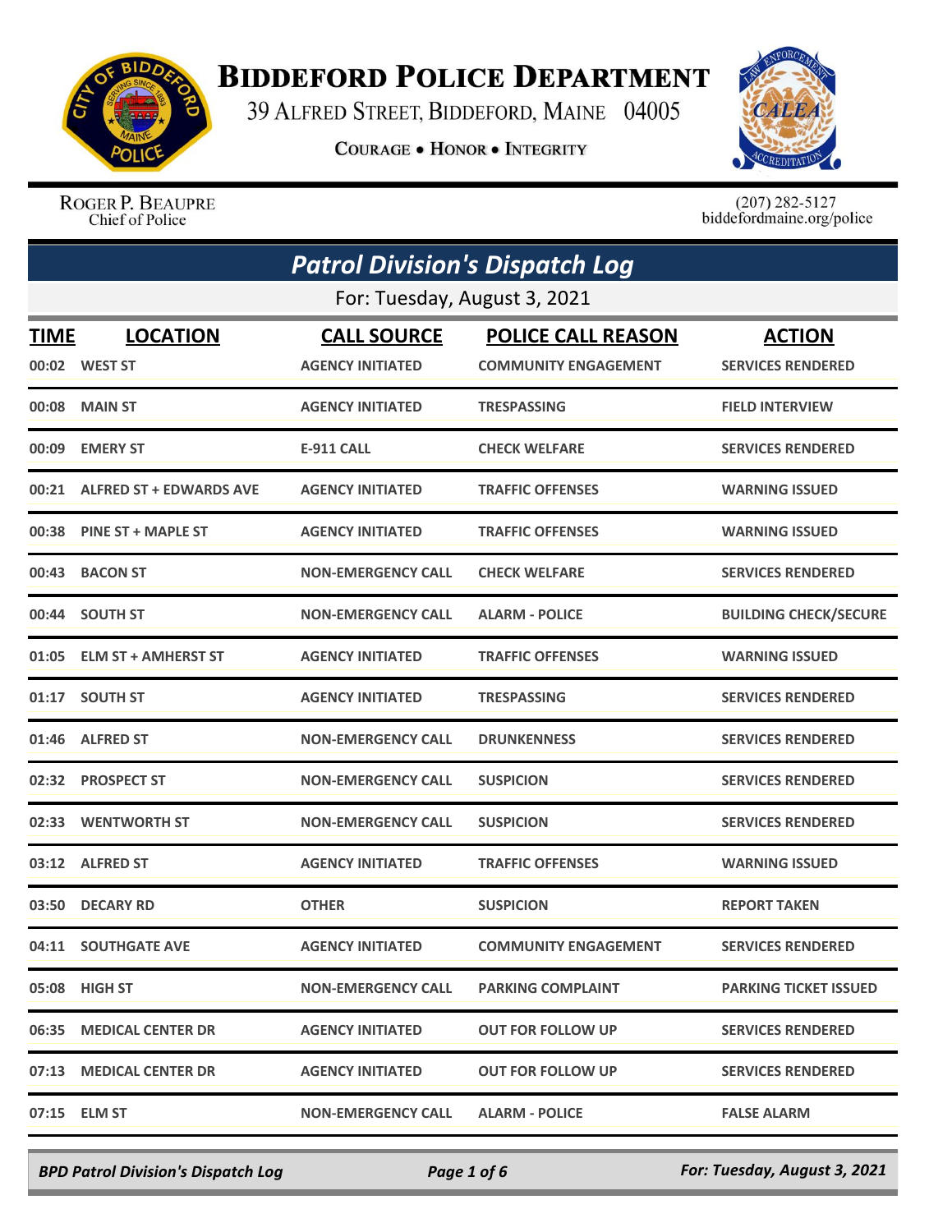# Biddeford Police Department

39 Alfred Street, Biddeford, Maine 04005

**Courage • Honor • Integrity**

Roger P. Beaupre
Chief of Police

(207) 282-5127
biddefordmaine.org/police

## *Patrol Division's Dispatch Log*

For: Tuesday, August 3, 2021

| TIME | LOCATION | CALL SOURCE | POLICE CALL REASON | ACTION |
|---|---|---|---|---|
| 00:02 | WEST ST | AGENCY INITIATED | COMMUNITY ENGAGEMENT | SERVICES RENDERED |
| 00:08 | MAIN ST | AGENCY INITIATED | TRESPASSING | FIELD INTERVIEW |
| 00:09 | EMERY ST | E-911 CALL | CHECK WELFARE | SERVICES RENDERED |
| 00:21 | ALFRED ST + EDWARDS AVE | AGENCY INITIATED | TRAFFIC OFFENSES | WARNING ISSUED |
| 00:38 | PINE ST + MAPLE ST | AGENCY INITIATED | TRAFFIC OFFENSES | WARNING ISSUED |
| 00:43 | BACON ST | NON-EMERGENCY CALL | CHECK WELFARE | SERVICES RENDERED |
| 00:44 | SOUTH ST | NON-EMERGENCY CALL | ALARM - POLICE | BUILDING CHECK/SECURE |
| 01:05 | ELM ST + AMHERST ST | AGENCY INITIATED | TRAFFIC OFFENSES | WARNING ISSUED |
| 01:17 | SOUTH ST | AGENCY INITIATED | TRESPASSING | SERVICES RENDERED |
| 01:46 | ALFRED ST | NON-EMERGENCY CALL | DRUNKENNESS | SERVICES RENDERED |
| 02:32 | PROSPECT ST | NON-EMERGENCY CALL | SUSPICION | SERVICES RENDERED |
| 02:33 | WENTWORTH ST | NON-EMERGENCY CALL | SUSPICION | SERVICES RENDERED |
| 03:12 | ALFRED ST | AGENCY INITIATED | TRAFFIC OFFENSES | WARNING ISSUED |
| 03:50 | DECARY RD | OTHER | SUSPICION | REPORT TAKEN |
| 04:11 | SOUTHGATE AVE | AGENCY INITIATED | COMMUNITY ENGAGEMENT | SERVICES RENDERED |
| 05:08 | HIGH ST | NON-EMERGENCY CALL | PARKING COMPLAINT | PARKING TICKET ISSUED |
| 06:35 | MEDICAL CENTER DR | AGENCY INITIATED | OUT FOR FOLLOW UP | SERVICES RENDERED |
| 07:13 | MEDICAL CENTER DR | AGENCY INITIATED | OUT FOR FOLLOW UP | SERVICES RENDERED |
| 07:15 | ELM ST | NON-EMERGENCY CALL | ALARM - POLICE | FALSE ALARM |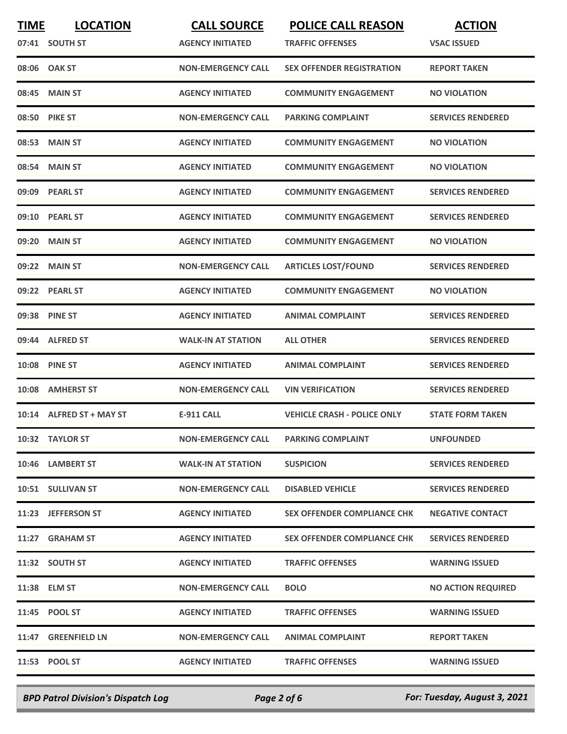| TIME | LOCATION | CALL SOURCE | POLICE CALL REASON | ACTION |
|---|---|---|---|---|
| 07:41 | SOUTH ST | AGENCY INITIATED | TRAFFIC OFFENSES | VSAC ISSUED |
| 08:06 | OAK ST | NON-EMERGENCY CALL | SEX OFFENDER REGISTRATION | REPORT TAKEN |
| 08:45 | MAIN ST | AGENCY INITIATED | COMMUNITY ENGAGEMENT | NO VIOLATION |
| 08:50 | PIKE ST | NON-EMERGENCY CALL | PARKING COMPLAINT | SERVICES RENDERED |
| 08:53 | MAIN ST | AGENCY INITIATED | COMMUNITY ENGAGEMENT | NO VIOLATION |
| 08:54 | MAIN ST | AGENCY INITIATED | COMMUNITY ENGAGEMENT | NO VIOLATION |
| 09:09 | PEARL ST | AGENCY INITIATED | COMMUNITY ENGAGEMENT | SERVICES RENDERED |
| 09:10 | PEARL ST | AGENCY INITIATED | COMMUNITY ENGAGEMENT | SERVICES RENDERED |
| 09:20 | MAIN ST | AGENCY INITIATED | COMMUNITY ENGAGEMENT | NO VIOLATION |
| 09:22 | MAIN ST | NON-EMERGENCY CALL | ARTICLES LOST/FOUND | SERVICES RENDERED |
| 09:22 | PEARL ST | AGENCY INITIATED | COMMUNITY ENGAGEMENT | NO VIOLATION |
| 09:38 | PINE ST | AGENCY INITIATED | ANIMAL COMPLAINT | SERVICES RENDERED |
| 09:44 | ALFRED ST | WALK-IN AT STATION | ALL OTHER | SERVICES RENDERED |
| 10:08 | PINE ST | AGENCY INITIATED | ANIMAL COMPLAINT | SERVICES RENDERED |
| 10:08 | AMHERST ST | NON-EMERGENCY CALL | VIN VERIFICATION | SERVICES RENDERED |
| 10:14 | ALFRED ST + MAY ST | E-911 CALL | VEHICLE CRASH - POLICE ONLY | STATE FORM TAKEN |
| 10:32 | TAYLOR ST | NON-EMERGENCY CALL | PARKING COMPLAINT | UNFOUNDED |
| 10:46 | LAMBERT ST | WALK-IN AT STATION | SUSPICION | SERVICES RENDERED |
| 10:51 | SULLIVAN ST | NON-EMERGENCY CALL | DISABLED VEHICLE | SERVICES RENDERED |
| 11:23 | JEFFERSON ST | AGENCY INITIATED | SEX OFFENDER COMPLIANCE CHK | NEGATIVE CONTACT |
| 11:27 | GRAHAM ST | AGENCY INITIATED | SEX OFFENDER COMPLIANCE CHK | SERVICES RENDERED |
| 11:32 | SOUTH ST | AGENCY INITIATED | TRAFFIC OFFENSES | WARNING ISSUED |
| 11:38 | ELM ST | NON-EMERGENCY CALL | BOLO | NO ACTION REQUIRED |
| 11:45 | POOL ST | AGENCY INITIATED | TRAFFIC OFFENSES | WARNING ISSUED |
| 11:47 | GREENFIELD LN | NON-EMERGENCY CALL | ANIMAL COMPLAINT | REPORT TAKEN |
| 11:53 | POOL ST | AGENCY INITIATED | TRAFFIC OFFENSES | WARNING ISSUED |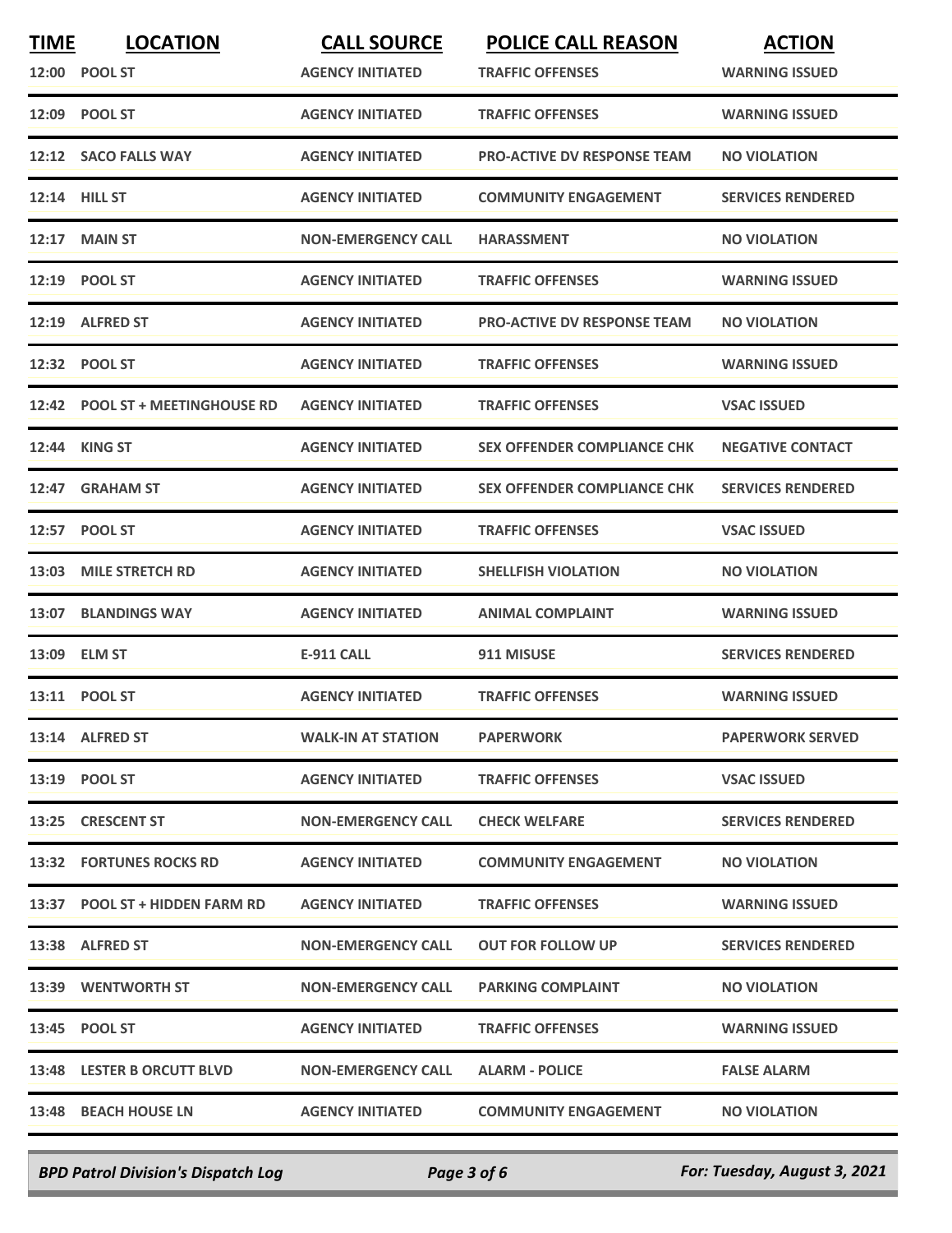| TIME | LOCATION | CALL SOURCE | POLICE CALL REASON | ACTION |
|---|---|---|---|---|
| 12:00 | POOL ST | AGENCY INITIATED | TRAFFIC OFFENSES | WARNING ISSUED |
| 12:09 | POOL ST | AGENCY INITIATED | TRAFFIC OFFENSES | WARNING ISSUED |
| 12:12 | SACO FALLS WAY | AGENCY INITIATED | PRO-ACTIVE DV RESPONSE TEAM | NO VIOLATION |
| 12:14 | HILL ST | AGENCY INITIATED | COMMUNITY ENGAGEMENT | SERVICES RENDERED |
| 12:17 | MAIN ST | NON-EMERGENCY CALL | HARASSMENT | NO VIOLATION |
| 12:19 | POOL ST | AGENCY INITIATED | TRAFFIC OFFENSES | WARNING ISSUED |
| 12:19 | ALFRED ST | AGENCY INITIATED | PRO-ACTIVE DV RESPONSE TEAM | NO VIOLATION |
| 12:32 | POOL ST | AGENCY INITIATED | TRAFFIC OFFENSES | WARNING ISSUED |
| 12:42 | POOL ST + MEETINGHOUSE RD | AGENCY INITIATED | TRAFFIC OFFENSES | VSAC ISSUED |
| 12:44 | KING ST | AGENCY INITIATED | SEX OFFENDER COMPLIANCE CHK | NEGATIVE CONTACT |
| 12:47 | GRAHAM ST | AGENCY INITIATED | SEX OFFENDER COMPLIANCE CHK | SERVICES RENDERED |
| 12:57 | POOL ST | AGENCY INITIATED | TRAFFIC OFFENSES | VSAC ISSUED |
| 13:03 | MILE STRETCH RD | AGENCY INITIATED | SHELLFISH VIOLATION | NO VIOLATION |
| 13:07 | BLANDINGS WAY | AGENCY INITIATED | ANIMAL COMPLAINT | WARNING ISSUED |
| 13:09 | ELM ST | E-911 CALL | 911 MISUSE | SERVICES RENDERED |
| 13:11 | POOL ST | AGENCY INITIATED | TRAFFIC OFFENSES | WARNING ISSUED |
| 13:14 | ALFRED ST | WALK-IN AT STATION | PAPERWORK | PAPERWORK SERVED |
| 13:19 | POOL ST | AGENCY INITIATED | TRAFFIC OFFENSES | VSAC ISSUED |
| 13:25 | CRESCENT ST | NON-EMERGENCY CALL | CHECK WELFARE | SERVICES RENDERED |
| 13:32 | FORTUNES ROCKS RD | AGENCY INITIATED | COMMUNITY ENGAGEMENT | NO VIOLATION |
| 13:37 | POOL ST + HIDDEN FARM RD | AGENCY INITIATED | TRAFFIC OFFENSES | WARNING ISSUED |
| 13:38 | ALFRED ST | NON-EMERGENCY CALL | OUT FOR FOLLOW UP | SERVICES RENDERED |
| 13:39 | WENTWORTH ST | NON-EMERGENCY CALL | PARKING COMPLAINT | NO VIOLATION |
| 13:45 | POOL ST | AGENCY INITIATED | TRAFFIC OFFENSES | WARNING ISSUED |
| 13:48 | LESTER B ORCUTT BLVD | NON-EMERGENCY CALL | ALARM - POLICE | FALSE ALARM |
| 13:48 | BEACH HOUSE LN | AGENCY INITIATED | COMMUNITY ENGAGEMENT | NO VIOLATION |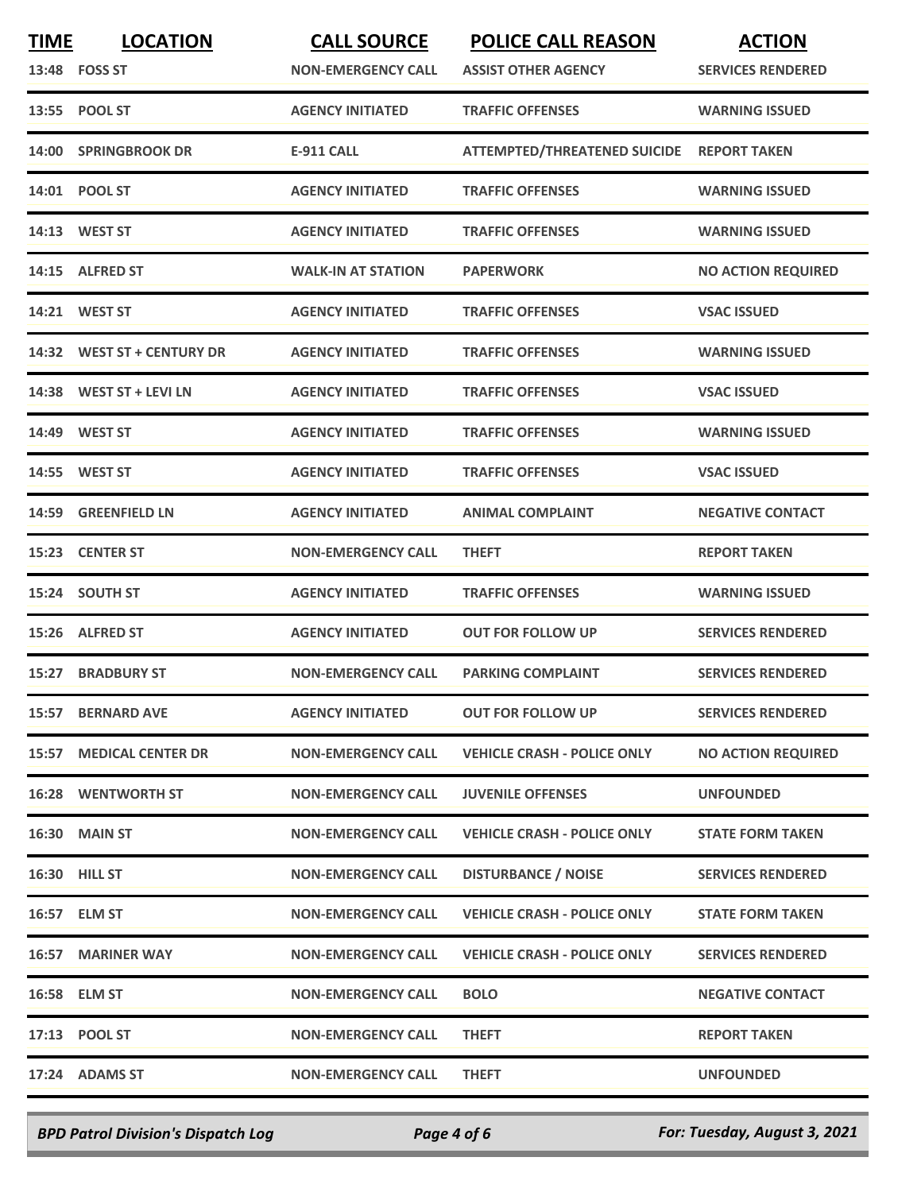| TIME | LOCATION | CALL SOURCE | POLICE CALL REASON | ACTION |
|---|---|---|---|---|
| 13:48 | FOSS ST | NON-EMERGENCY CALL | ASSIST OTHER AGENCY | SERVICES RENDERED |
| 13:55 | POOL ST | AGENCY INITIATED | TRAFFIC OFFENSES | WARNING ISSUED |
| 14:00 | SPRINGBROOK DR | E-911 CALL | ATTEMPTED/THREATENED SUICIDE | REPORT TAKEN |
| 14:01 | POOL ST | AGENCY INITIATED | TRAFFIC OFFENSES | WARNING ISSUED |
| 14:13 | WEST ST | AGENCY INITIATED | TRAFFIC OFFENSES | WARNING ISSUED |
| 14:15 | ALFRED ST | WALK-IN AT STATION | PAPERWORK | NO ACTION REQUIRED |
| 14:21 | WEST ST | AGENCY INITIATED | TRAFFIC OFFENSES | VSAC ISSUED |
| 14:32 | WEST ST + CENTURY DR | AGENCY INITIATED | TRAFFIC OFFENSES | WARNING ISSUED |
| 14:38 | WEST ST + LEVI LN | AGENCY INITIATED | TRAFFIC OFFENSES | VSAC ISSUED |
| 14:49 | WEST ST | AGENCY INITIATED | TRAFFIC OFFENSES | WARNING ISSUED |
| 14:55 | WEST ST | AGENCY INITIATED | TRAFFIC OFFENSES | VSAC ISSUED |
| 14:59 | GREENFIELD LN | AGENCY INITIATED | ANIMAL COMPLAINT | NEGATIVE CONTACT |
| 15:23 | CENTER ST | NON-EMERGENCY CALL | THEFT | REPORT TAKEN |
| 15:24 | SOUTH ST | AGENCY INITIATED | TRAFFIC OFFENSES | WARNING ISSUED |
| 15:26 | ALFRED ST | AGENCY INITIATED | OUT FOR FOLLOW UP | SERVICES RENDERED |
| 15:27 | BRADBURY ST | NON-EMERGENCY CALL | PARKING COMPLAINT | SERVICES RENDERED |
| 15:57 | BERNARD AVE | AGENCY INITIATED | OUT FOR FOLLOW UP | SERVICES RENDERED |
| 15:57 | MEDICAL CENTER DR | NON-EMERGENCY CALL | VEHICLE CRASH - POLICE ONLY | NO ACTION REQUIRED |
| 16:28 | WENTWORTH ST | NON-EMERGENCY CALL | JUVENILE OFFENSES | UNFOUNDED |
| 16:30 | MAIN ST | NON-EMERGENCY CALL | VEHICLE CRASH - POLICE ONLY | STATE FORM TAKEN |
| 16:30 | HILL ST | NON-EMERGENCY CALL | DISTURBANCE / NOISE | SERVICES RENDERED |
| 16:57 | ELM ST | NON-EMERGENCY CALL | VEHICLE CRASH - POLICE ONLY | STATE FORM TAKEN |
| 16:57 | MARINER WAY | NON-EMERGENCY CALL | VEHICLE CRASH - POLICE ONLY | SERVICES RENDERED |
| 16:58 | ELM ST | NON-EMERGENCY CALL | BOLO | NEGATIVE CONTACT |
| 17:13 | POOL ST | NON-EMERGENCY CALL | THEFT | REPORT TAKEN |
| 17:24 | ADAMS ST | NON-EMERGENCY CALL | THEFT | UNFOUNDED |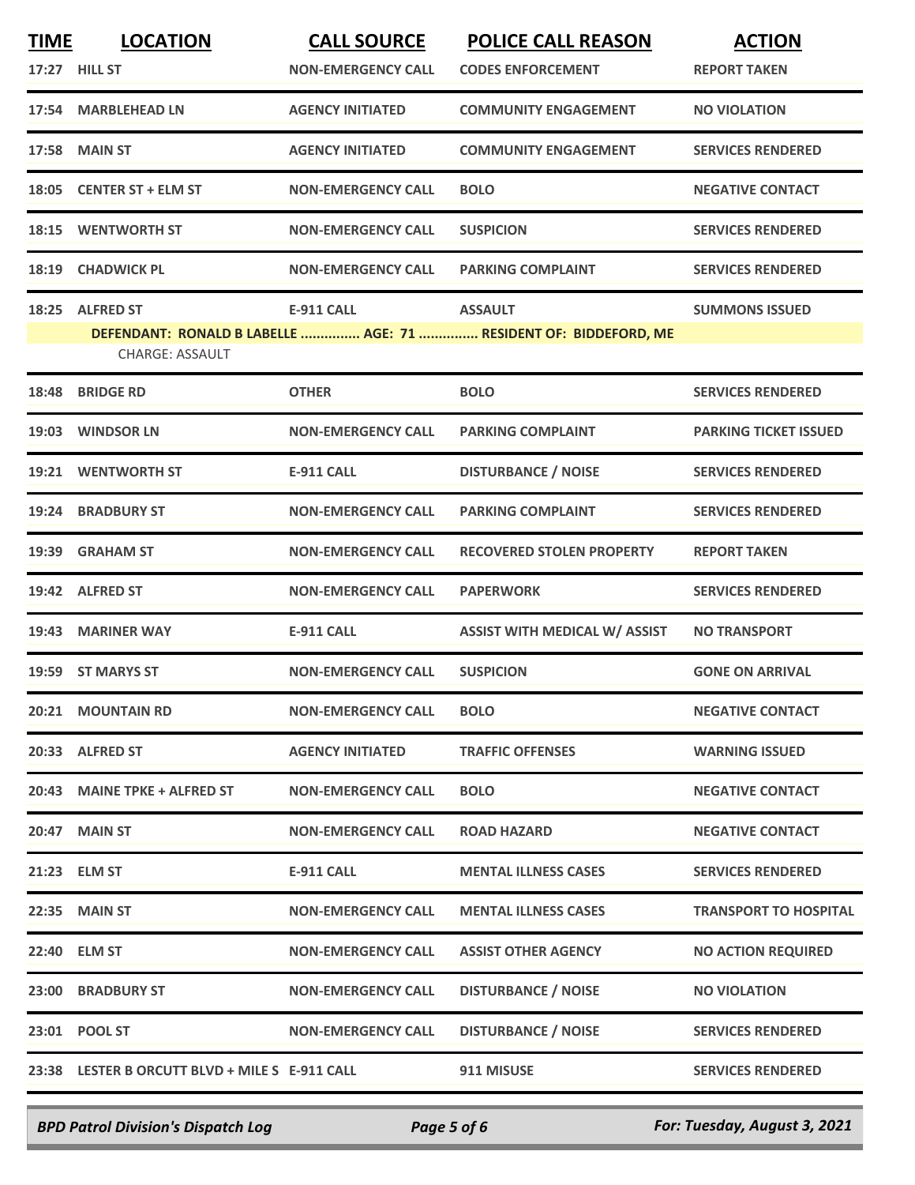| TIME | LOCATION | CALL SOURCE | POLICE CALL REASON | ACTION |
|---|---|---|---|---|
| 17:27 | HILL ST | NON-EMERGENCY CALL | CODES ENFORCEMENT | REPORT TAKEN |
| 17:54 | MARBLEHEAD LN | AGENCY INITIATED | COMMUNITY ENGAGEMENT | NO VIOLATION |
| 17:58 | MAIN ST | AGENCY INITIATED | COMMUNITY ENGAGEMENT | SERVICES RENDERED |
| 18:05 | CENTER ST + ELM ST | NON-EMERGENCY CALL | BOLO | NEGATIVE CONTACT |
| 18:15 | WENTWORTH ST | NON-EMERGENCY CALL | SUSPICION | SERVICES RENDERED |
| 18:19 | CHADWICK PL | NON-EMERGENCY CALL | PARKING COMPLAINT | SERVICES RENDERED |
| 18:25 | ALFRED ST | E-911 CALL | ASSAULT | SUMMONS ISSUED |

**DEFENDANT: RONALD B LABELLE ............... AGE: 71 ............... RESIDENT OF: BIDDEFORD, ME**

CHARGE: ASSAULT

| TIME | LOCATION | CALL SOURCE | POLICE CALL REASON | ACTION |
|---|---|---|---|---|
| 18:48 | BRIDGE RD | OTHER | BOLO | SERVICES RENDERED |
| 19:03 | WINDSOR LN | NON-EMERGENCY CALL | PARKING COMPLAINT | PARKING TICKET ISSUED |
| 19:21 | WENTWORTH ST | E-911 CALL | DISTURBANCE / NOISE | SERVICES RENDERED |
| 19:24 | BRADBURY ST | NON-EMERGENCY CALL | PARKING COMPLAINT | SERVICES RENDERED |
| 19:39 | GRAHAM ST | NON-EMERGENCY CALL | RECOVERED STOLEN PROPERTY | REPORT TAKEN |
| 19:42 | ALFRED ST | NON-EMERGENCY CALL | PAPERWORK | SERVICES RENDERED |
| 19:43 | MARINER WAY | E-911 CALL | ASSIST WITH MEDICAL W/ ASSIST | NO TRANSPORT |
| 19:59 | ST MARYS ST | NON-EMERGENCY CALL | SUSPICION | GONE ON ARRIVAL |
| 20:21 | MOUNTAIN RD | NON-EMERGENCY CALL | BOLO | NEGATIVE CONTACT |
| 20:33 | ALFRED ST | AGENCY INITIATED | TRAFFIC OFFENSES | WARNING ISSUED |
| 20:43 | MAINE TPKE + ALFRED ST | NON-EMERGENCY CALL | BOLO | NEGATIVE CONTACT |
| 20:47 | MAIN ST | NON-EMERGENCY CALL | ROAD HAZARD | NEGATIVE CONTACT |
| 21:23 | ELM ST | E-911 CALL | MENTAL ILLNESS CASES | SERVICES RENDERED |
| 22:35 | MAIN ST | NON-EMERGENCY CALL | MENTAL ILLNESS CASES | TRANSPORT TO HOSPITAL |
| 22:40 | ELM ST | NON-EMERGENCY CALL | ASSIST OTHER AGENCY | NO ACTION REQUIRED |
| 23:00 | BRADBURY ST | NON-EMERGENCY CALL | DISTURBANCE / NOISE | NO VIOLATION |
| 23:01 | POOL ST | NON-EMERGENCY CALL | DISTURBANCE / NOISE | SERVICES RENDERED |
| 23:38 | LESTER B ORCUTT BLVD + MILE S | E-911 CALL | 911 MISUSE | SERVICES RENDERED |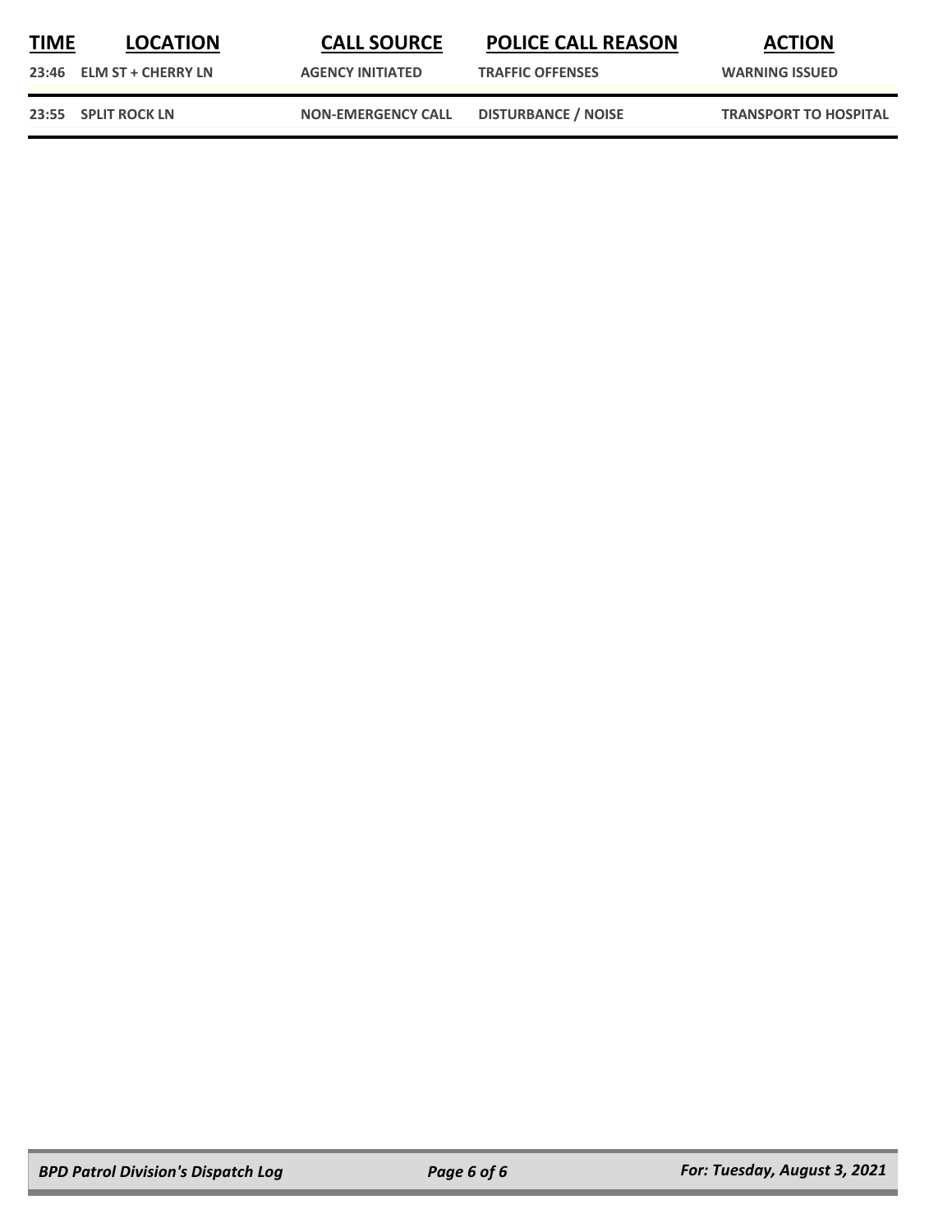| TIME | LOCATION | CALL SOURCE | POLICE CALL REASON | ACTION |
|---|---|---|---|---|
| 23:46 | ELM ST + CHERRY LN | AGENCY INITIATED | TRAFFIC OFFENSES | WARNING ISSUED |
| 23:55 | SPLIT ROCK LN | NON-EMERGENCY CALL | DISTURBANCE / NOISE | TRANSPORT TO HOSPITAL |